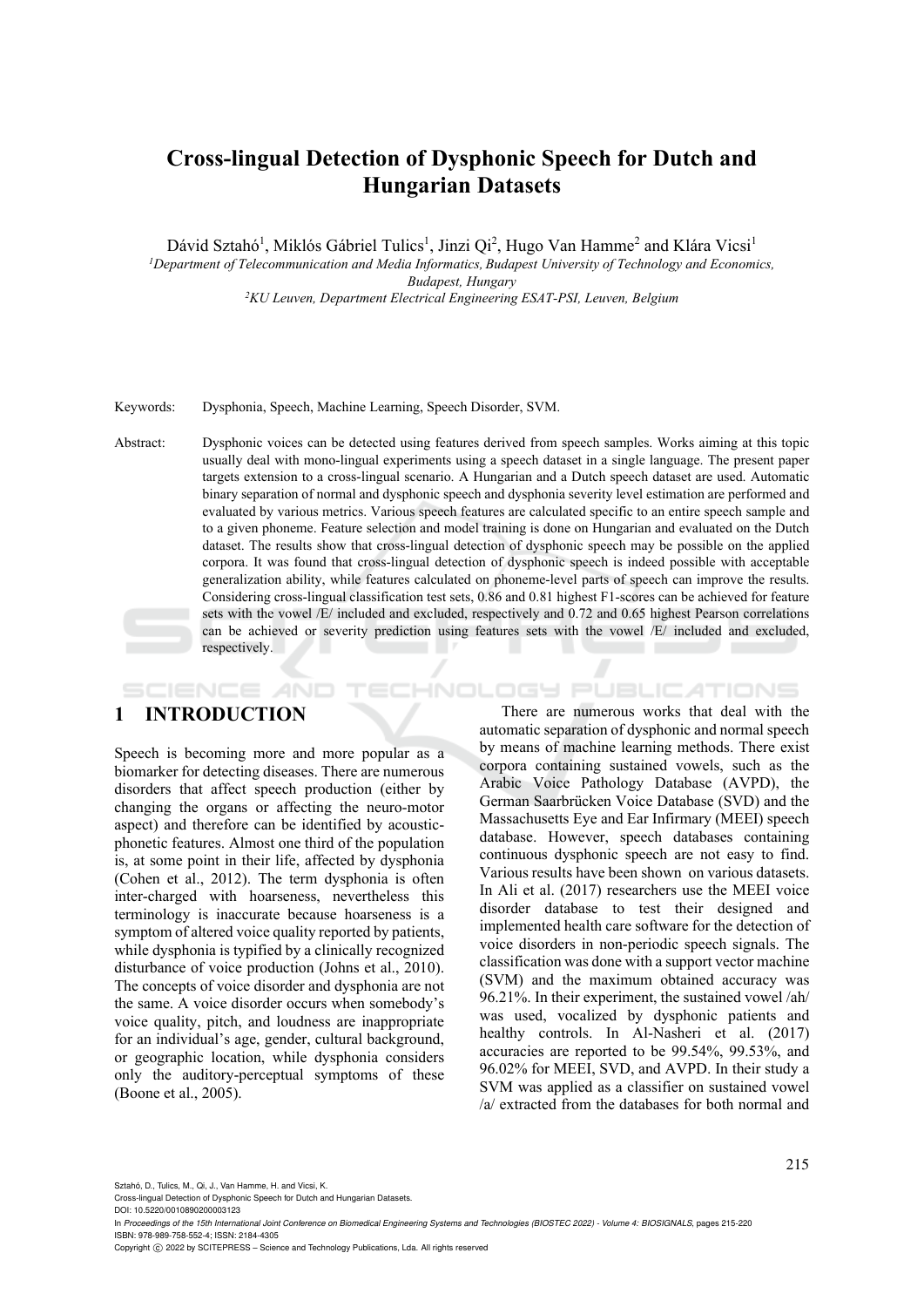# Cross-lingual Detection of Dysphonic Speech for Dutch and Hungarian Datasets

Dávid Sztahó[1], Miklós Gábriel Tulics[1], Jinzi Qi[2], Hugo Van Hamme[2] and Klára Vicsi[1]

[1]Department of Telecommunication and Media Informatics, Budapest University of Technology and Economics, Budapest, Hungary

[2]KU Leuven, Department Electrical Engineering ESAT-PSI, Leuven, Belgium

Keywords: Dysphonia, Speech, Machine Learning, Speech Disorder, SVM.

Abstract: Dysphonic voices can be detected using features derived from speech samples. Works aiming at this topic usually deal with mono-lingual experiments using a speech dataset in a single language. The present paper targets extension to a cross-lingual scenario. A Hungarian and a Dutch speech dataset are used. Automatic binary separation of normal and dysphonic speech and dysphonia severity level estimation are performed and evaluated by various metrics. Various speech features are calculated specific to an entire speech sample and to a given phoneme. Feature selection and model training is done on Hungarian and evaluated on the Dutch dataset. The results show that cross-lingual detection of dysphonic speech may be possible on the applied corpora. It was found that cross-lingual detection of dysphonic speech is indeed possible with acceptable generalization ability, while features calculated on phoneme-level parts of speech can improve the results. Considering cross-lingual classification test sets, 0.86 and 0.81 highest F1-scores can be achieved for feature sets with the vowel /E/ included and excluded, respectively and 0.72 and 0.65 highest Pearson correlations can be achieved or severity prediction using features sets with the vowel /E/ included and excluded, respectively.

## 1 INTRODUCTION

Speech is becoming more and more popular as a biomarker for detecting diseases. There are numerous disorders that affect speech production (either by changing the organs or affecting the neuro-motor aspect) and therefore can be identified by acoustic-phonetic features. Almost one third of the population is, at some point in their life, affected by dysphonia (Cohen et al., 2012). The term dysphonia is often inter-charged with hoarseness, nevertheless this terminology is inaccurate because hoarseness is a symptom of altered voice quality reported by patients, while dysphonia is typified by a clinically recognized disturbance of voice production (Johns et al., 2010). The concepts of voice disorder and dysphonia are not the same. A voice disorder occurs when somebody's voice quality, pitch, and loudness are inappropriate for an individual's age, gender, cultural background, or geographic location, while dysphonia considers only the auditory-perceptual symptoms of these (Boone et al., 2005).

There are numerous works that deal with the automatic separation of dysphonic and normal speech by means of machine learning methods. There exist corpora containing sustained vowels, such as the Arabic Voice Pathology Database (AVPD), the German Saarbrücken Voice Database (SVD) and the Massachusetts Eye and Ear Infirmary (MEEI) speech database. However, speech databases containing continuous dysphonic speech are not easy to find. Various results have been shown on various datasets. In Ali et al. (2017) researchers use the MEEI voice disorder database to test their designed and implemented health care software for the detection of voice disorders in non-periodic speech signals. The classification was done with a support vector machine (SVM) and the maximum obtained accuracy was 96.21%. In their experiment, the sustained vowel /ah/ was used, vocalized by dysphonic patients and healthy controls. In Al-Nasheri et al. (2017) accuracies are reported to be 99.54%, 99.53%, and 96.02% for MEEI, SVD, and AVPD. In their study a SVM was applied as a classifier on sustained vowel /a/ extracted from the databases for both normal and

Sztahó, D., Tulics, M., Qi, J., Van Hamme, H. and Vicsi, K.
Cross-lingual Detection of Dysphonic Speech for Dutch and Hungarian Datasets.
DOI: 10.5220/0010890200003123
In Proceedings of the 15th International Joint Conference on Biomedical Engineering Systems and Technologies (BIOSTEC 2022) - Volume 4: BIOSIGNALS, pages 215-220
ISBN: 978-989-758-552-4; ISSN: 2184-4305
Copyright © 2022 by SCITEPRESS – Science and Technology Publications, Lda. All rights reserved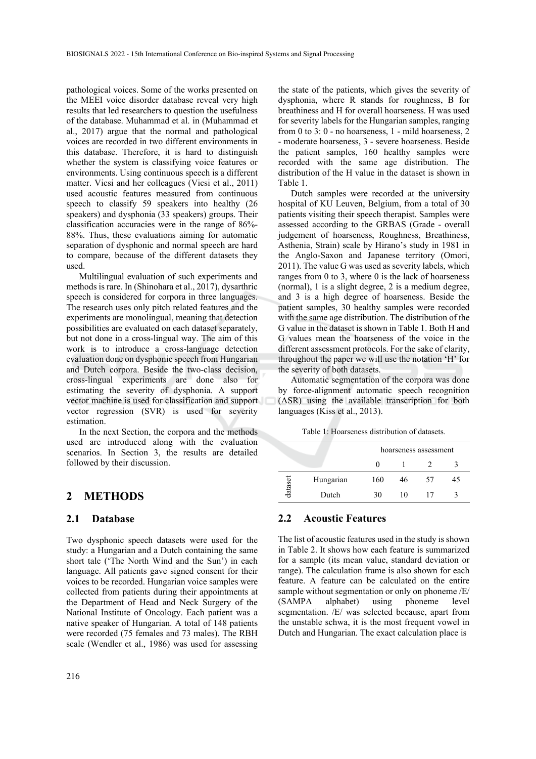pathological voices. Some of the works presented on the MEEI voice disorder database reveal very high results that led researchers to question the usefulness of the database. Muhammad et al. in (Muhammad et al., 2017) argue that the normal and pathological voices are recorded in two different environments in this database. Therefore, it is hard to distinguish whether the system is classifying voice features or environments. Using continuous speech is a different matter. Vicsi and her colleagues (Vicsi et al., 2011) used acoustic features measured from continuous speech to classify 59 speakers into healthy (26 speakers) and dysphonia (33 speakers) groups. Their classification accuracies were in the range of 86%-88%. Thus, these evaluations aiming for automatic separation of dysphonic and normal speech are hard to compare, because of the different datasets they used.

Multilingual evaluation of such experiments and methods is rare. In (Shinohara et al., 2017), dysarthric speech is considered for corpora in three languages. The research uses only pitch related features and the experiments are monolingual, meaning that detection possibilities are evaluated on each dataset separately, but not done in a cross-lingual way. The aim of this work is to introduce a cross-language detection evaluation done on dysphonic speech from Hungarian and Dutch corpora. Beside the two-class decision, cross-lingual experiments are done also for estimating the severity of dysphonia. A support vector machine is used for classification and support vector regression (SVR) is used for severity estimation.

In the next Section, the corpora and the methods used are introduced along with the evaluation scenarios. In Section 3, the results are detailed followed by their discussion.

## 2 METHODS

### 2.1 Database

Two dysphonic speech datasets were used for the study: a Hungarian and a Dutch containing the same short tale ('The North Wind and the Sun') in each language. All patients gave signed consent for their voices to be recorded. Hungarian voice samples were collected from patients during their appointments at the Department of Head and Neck Surgery of the National Institute of Oncology. Each patient was a native speaker of Hungarian. A total of 148 patients were recorded (75 females and 73 males). The RBH scale (Wendler et al., 1986) was used for assessing the state of the patients, which gives the severity of dysphonia, where R stands for roughness, B for breathiness and H for overall hoarseness. H was used for severity labels for the Hungarian samples, ranging from 0 to 3: 0 - no hoarseness, 1 - mild hoarseness, 2 - moderate hoarseness, 3 - severe hoarseness. Beside the patient samples, 160 healthy samples were recorded with the same age distribution. The distribution of the H value in the dataset is shown in Table 1.

Dutch samples were recorded at the university hospital of KU Leuven, Belgium, from a total of 30 patients visiting their speech therapist. Samples were assessed according to the GRBAS (Grade - overall judgement of hoarseness, Roughness, Breathiness, Asthenia, Strain) scale by Hirano's study in 1981 in the Anglo-Saxon and Japanese territory (Omori, 2011). The value G was used as severity labels, which ranges from 0 to 3, where 0 is the lack of hoarseness (normal), 1 is a slight degree, 2 is a medium degree, and 3 is a high degree of hoarseness. Beside the patient samples, 30 healthy samples were recorded with the same age distribution. The distribution of the G value in the dataset is shown in Table 1. Both H and G values mean the hoarseness of the voice in the different assessment protocols. For the sake of clarity, throughout the paper we will use the notation 'H' for the severity of both datasets.

Automatic segmentation of the corpora was done by force-alignment automatic speech recognition (ASR) using the available transcription for both languages (Kiss et al., 2013).

Table 1: Hoarseness distribution of datasets.

| | | hoarseness assessment | | | |
|---|---|---|---|---|---|
| | | 0 | 1 | 2 | 3 |
| dataset | Hungarian | 160 | 46 | 57 | 45 |
| | Dutch | 30 | 10 | 17 | 3 |

### 2.2 Acoustic Features

The list of acoustic features used in the study is shown in Table 2. It shows how each feature is summarized for a sample (its mean value, standard deviation or range). The calculation frame is also shown for each feature. A feature can be calculated on the entire sample without segmentation or only on phoneme /E/ (SAMPA alphabet) using phoneme level segmentation. /E/ was selected because, apart from the unstable schwa, it is the most frequent vowel in Dutch and Hungarian. The exact calculation place is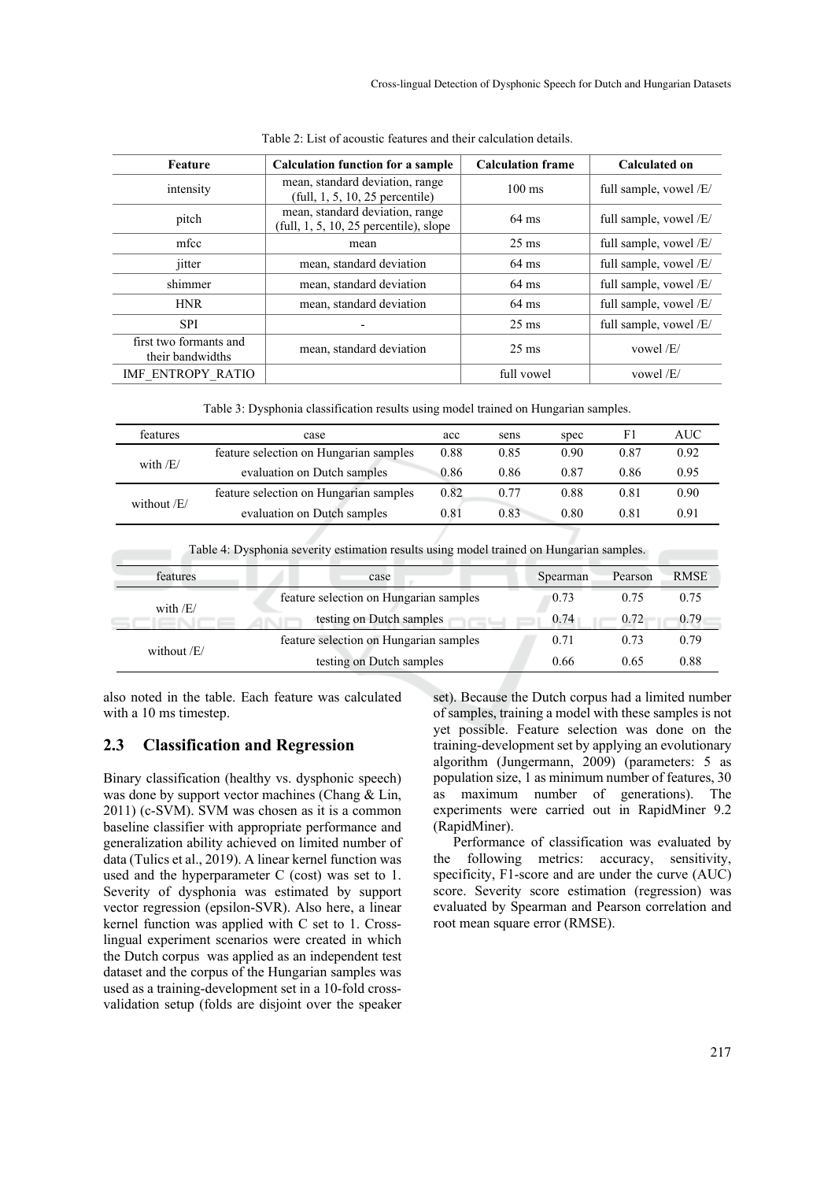Table 2: List of acoustic features and their calculation details.

| Feature | Calculation function for a sample | Calculation frame | Calculated on |
|---|---|---|---|
| intensity | mean, standard deviation, range (full, 1, 5, 10, 25 percentile) | 100 ms | full sample, vowel /E/ |
| pitch | mean, standard deviation, range (full, 1, 5, 10, 25 percentile), slope | 64 ms | full sample, vowel /E/ |
| mfcc | mean | 25 ms | full sample, vowel /E/ |
| jitter | mean, standard deviation | 64 ms | full sample, vowel /E/ |
| shimmer | mean, standard deviation | 64 ms | full sample, vowel /E/ |
| HNR | mean, standard deviation | 64 ms | full sample, vowel /E/ |
| SPI | - | 25 ms | full sample, vowel /E/ |
| first two formants and their bandwidths | mean, standard deviation | 25 ms | vowel /E/ |
| IMF_ENTROPY_RATIO | | full vowel | vowel /E/ |

Table 3: Dysphonia classification results using model trained on Hungarian samples.

| features | case | acc | sens | spec | F1 | AUC |
|---|---|---|---|---|---|---|
| with /E/ | feature selection on Hungarian samples | 0.88 | 0.85 | 0.90 | 0.87 | 0.92 |
| | evaluation on Dutch samples | 0.86 | 0.86 | 0.87 | 0.86 | 0.95 |
| without /E/ | feature selection on Hungarian samples | 0.82 | 0.77 | 0.88 | 0.81 | 0.90 |
| | evaluation on Dutch samples | 0.81 | 0.83 | 0.80 | 0.81 | 0.91 |

Table 4: Dysphonia severity estimation results using model trained on Hungarian samples.

| features | case | Spearman | Pearson | RMSE |
|---|---|---|---|---|
| with /E/ | feature selection on Hungarian samples | 0.73 | 0.75 | 0.75 |
| | testing on Dutch samples | 0.74 | 0.72 | 0.79 |
| without /E/ | feature selection on Hungarian samples | 0.71 | 0.73 | 0.79 |
| | testing on Dutch samples | 0.66 | 0.65 | 0.88 |

also noted in the table. Each feature was calculated with a 10 ms timestep.

### 2.3 Classification and Regression

Binary classification (healthy vs. dysphonic speech) was done by support vector machines (Chang & Lin, 2011) (c-SVM). SVM was chosen as it is a common baseline classifier with appropriate performance and generalization ability achieved on limited number of data (Tulics et al., 2019). A linear kernel function was used and the hyperparameter C (cost) was set to 1. Severity of dysphonia was estimated by support vector regression (epsilon-SVR). Also here, a linear kernel function was applied with C set to 1. Cross-lingual experiment scenarios were created in which the Dutch corpus was applied as an independent test dataset and the corpus of the Hungarian samples was used as a training-development set in a 10-fold cross-validation setup (folds are disjoint over the speaker set). Because the Dutch corpus had a limited number of samples, training a model with these samples is not yet possible. Feature selection was done on the training-development set by applying an evolutionary algorithm (Jungermann, 2009) (parameters: 5 as population size, 1 as minimum number of features, 30 as maximum number of generations). The experiments were carried out in RapidMiner 9.2 (RapidMiner).

Performance of classification was evaluated by the following metrics: accuracy, sensitivity, specificity, F1-score and are under the curve (AUC) score. Severity score estimation (regression) was evaluated by Spearman and Pearson correlation and root mean square error (RMSE).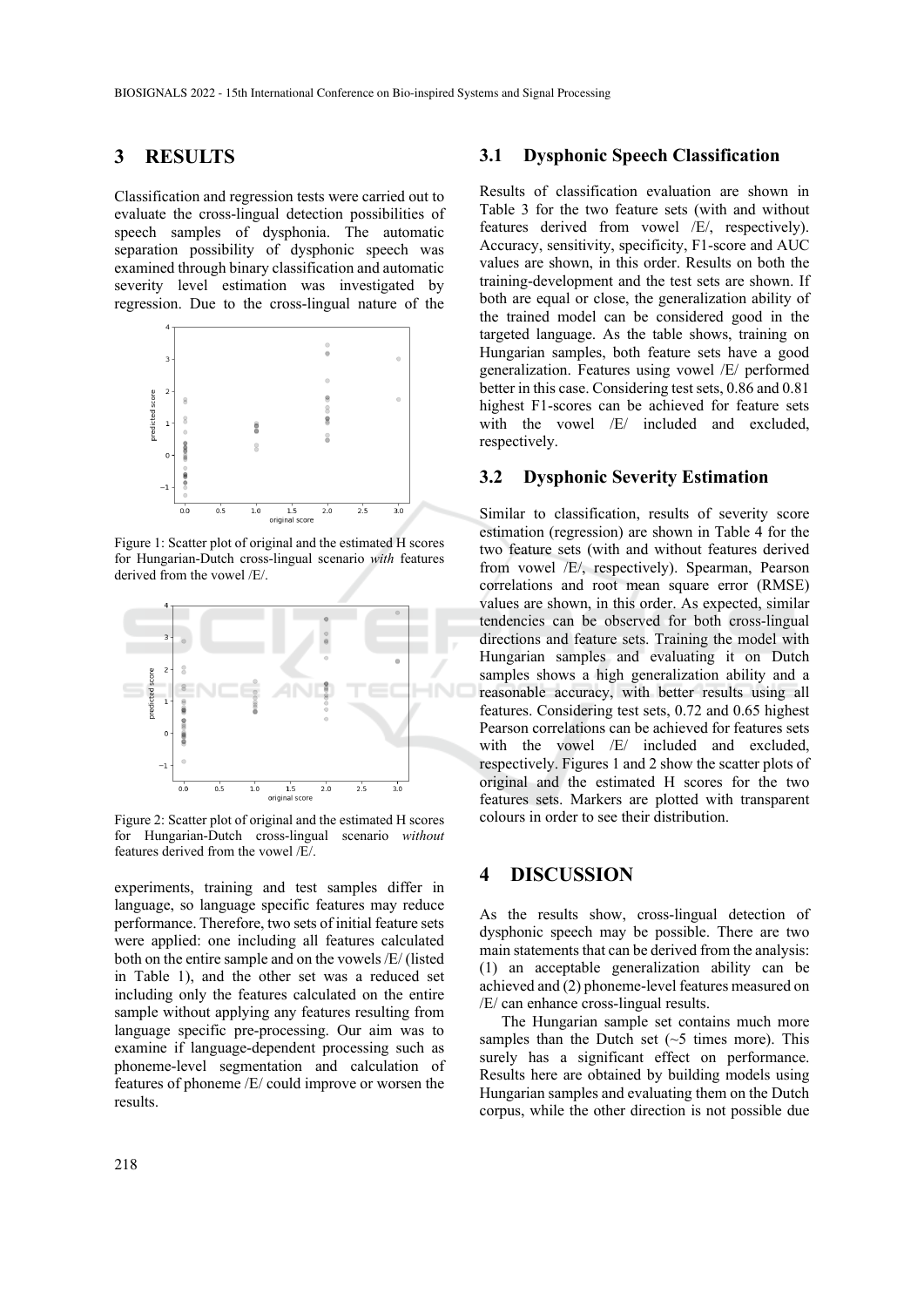# 3 RESULTS

Classification and regression tests were carried out to evaluate the cross-lingual detection possibilities of speech samples of dysphonia. The automatic separation possibility of dysphonic speech was examined through binary classification and automatic severity level estimation was investigated by regression. Due to the cross-lingual nature of the experiments, training and test samples differ in language, so language specific features may reduce performance. Therefore, two sets of initial feature sets were applied: one including all features calculated both on the entire sample and on the vowels /E/ (listed in Table 1), and the other set was a reduced set including only the features calculated on the entire sample without applying any features resulting from language specific pre-processing. Our aim was to examine if language-dependent processing such as phoneme-level segmentation and calculation of features of phoneme /E/ could improve or worsen the results.

Figure 1: Scatter plot of original and the estimated H scores for Hungarian-Dutch cross-lingual scenario *with* features derived from the vowel /E/.

Figure 2: Scatter plot of original and the estimated H scores for Hungarian-Dutch cross-lingual scenario *without* features derived from the vowel /E/.

## 3.1 Dysphonic Speech Classification

Results of classification evaluation are shown in Table 3 for the two feature sets (with and without features derived from vowel /E/, respectively). Accuracy, sensitivity, specificity, F1-score and AUC values are shown, in this order. Results on both the training-development and the test sets are shown. If both are equal or close, the generalization ability of the trained model can be considered good in the targeted language. As the table shows, training on Hungarian samples, both feature sets have a good generalization. Features using vowel /E/ performed better in this case. Considering test sets, 0.86 and 0.81 highest F1-scores can be achieved for feature sets with the vowel /E/ included and excluded, respectively.

## 3.2 Dysphonic Severity Estimation

Similar to classification, results of severity score estimation (regression) are shown in Table 4 for the two feature sets (with and without features derived from vowel /E/, respectively). Spearman, Pearson correlations and root mean square error (RMSE) values are shown, in this order. As expected, similar tendencies can be observed for both cross-lingual directions and feature sets. Training the model with Hungarian samples and evaluating it on Dutch samples shows a high generalization ability and a reasonable accuracy, with better results using all features. Considering test sets, 0.72 and 0.65 highest Pearson correlations can be achieved for features sets with the vowel /E/ included and excluded, respectively. Figures 1 and 2 show the scatter plots of original and the estimated H scores for the two features sets. Markers are plotted with transparent colours in order to see their distribution.

# 4 DISCUSSION

As the results show, cross-lingual detection of dysphonic speech may be possible. There are two main statements that can be derived from the analysis: (1) an acceptable generalization ability can be achieved and (2) phoneme-level features measured on /E/ can enhance cross-lingual results.

The Hungarian sample set contains much more samples than the Dutch set (~5 times more). This surely has a significant effect on performance. Results here are obtained by building models using Hungarian samples and evaluating them on the Dutch corpus, while the other direction is not possible due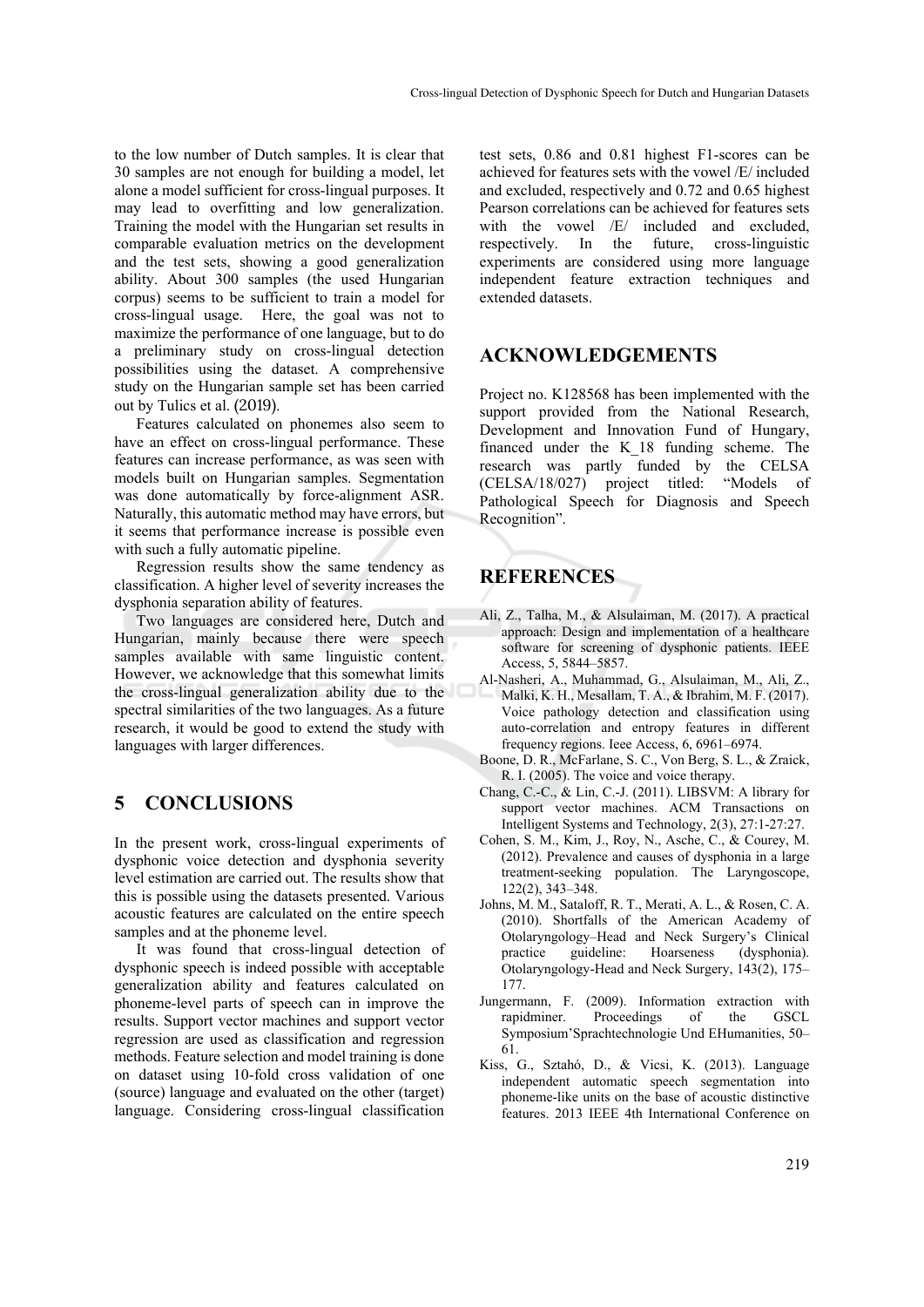to the low number of Dutch samples. It is clear that 30 samples are not enough for building a model, let alone a model sufficient for cross-lingual purposes. It may lead to overfitting and low generalization. Training the model with the Hungarian set results in comparable evaluation metrics on the development and the test sets, showing a good generalization ability. About 300 samples (the used Hungarian corpus) seems to be sufficient to train a model for cross-lingual usage. Here, the goal was not to maximize the performance of one language, but to do a preliminary study on cross-lingual detection possibilities using the dataset. A comprehensive study on the Hungarian sample set has been carried out by Tulics et al. (2019).

Features calculated on phonemes also seem to have an effect on cross-lingual performance. These features can increase performance, as was seen with models built on Hungarian samples. Segmentation was done automatically by force-alignment ASR. Naturally, this automatic method may have errors, but it seems that performance increase is possible even with such a fully automatic pipeline.

Regression results show the same tendency as classification. A higher level of severity increases the dysphonia separation ability of features.

Two languages are considered here, Dutch and Hungarian, mainly because there were speech samples available with same linguistic content. However, we acknowledge that this somewhat limits the cross-lingual generalization ability due to the spectral similarities of the two languages. As a future research, it would be good to extend the study with languages with larger differences.

## 5 CONCLUSIONS

In the present work, cross-lingual experiments of dysphonic voice detection and dysphonia severity level estimation are carried out. The results show that this is possible using the datasets presented. Various acoustic features are calculated on the entire speech samples and at the phoneme level.

It was found that cross-lingual detection of dysphonic speech is indeed possible with acceptable generalization ability and features calculated on phoneme-level parts of speech can in improve the results. Support vector machines and support vector regression are used as classification and regression methods. Feature selection and model training is done on dataset using 10-fold cross validation of one (source) language and evaluated on the other (target) language. Considering cross-lingual classification test sets, 0.86 and 0.81 highest F1-scores can be achieved for features sets with the vowel /E/ included and excluded, respectively and 0.72 and 0.65 highest Pearson correlations can be achieved for features sets with the vowel /E/ included and excluded, respectively. In the future, cross-linguistic experiments are considered using more language independent feature extraction techniques and extended datasets.

## ACKNOWLEDGEMENTS

Project no. K128568 has been implemented with the support provided from the National Research, Development and Innovation Fund of Hungary, financed under the K_18 funding scheme. The research was partly funded by the CELSA (CELSA/18/027) project titled: "Models of Pathological Speech for Diagnosis and Speech Recognition".

## REFERENCES

Ali, Z., Talha, M., & Alsulaiman, M. (2017). A practical approach: Design and implementation of a healthcare software for screening of dysphonic patients. IEEE Access, 5, 5844–5857.

Al-Nasheri, A., Muhammad, G., Alsulaiman, M., Ali, Z., Malki, K. H., Mesallam, T. A., & Ibrahim, M. F. (2017). Voice pathology detection and classification using auto-correlation and entropy features in different frequency regions. Ieee Access, 6, 6961–6974.

Boone, D. R., McFarlane, S. C., Von Berg, S. L., & Zraick, R. I. (2005). The voice and voice therapy.

Chang, C.-C., & Lin, C.-J. (2011). LIBSVM: A library for support vector machines. ACM Transactions on Intelligent Systems and Technology, 2(3), 27:1-27:27.

Cohen, S. M., Kim, J., Roy, N., Asche, C., & Courey, M. (2012). Prevalence and causes of dysphonia in a large treatment-seeking population. The Laryngoscope, 122(2), 343–348.

Johns, M. M., Sataloff, R. T., Merati, A. L., & Rosen, C. A. (2010). Shortfalls of the American Academy of Otolaryngology–Head and Neck Surgery's Clinical practice guideline: Hoarseness (dysphonia). Otolaryngology-Head and Neck Surgery, 143(2), 175–177.

Jungermann, F. (2009). Information extraction with rapidminer. Proceedings of the GSCL Symposium'Sprachtechnologie Und EHumanities, 50–61.

Kiss, G., Sztahó, D., & Vicsi, K. (2013). Language independent automatic speech segmentation into phoneme-like units on the base of acoustic distinctive features. 2013 IEEE 4th International Conference on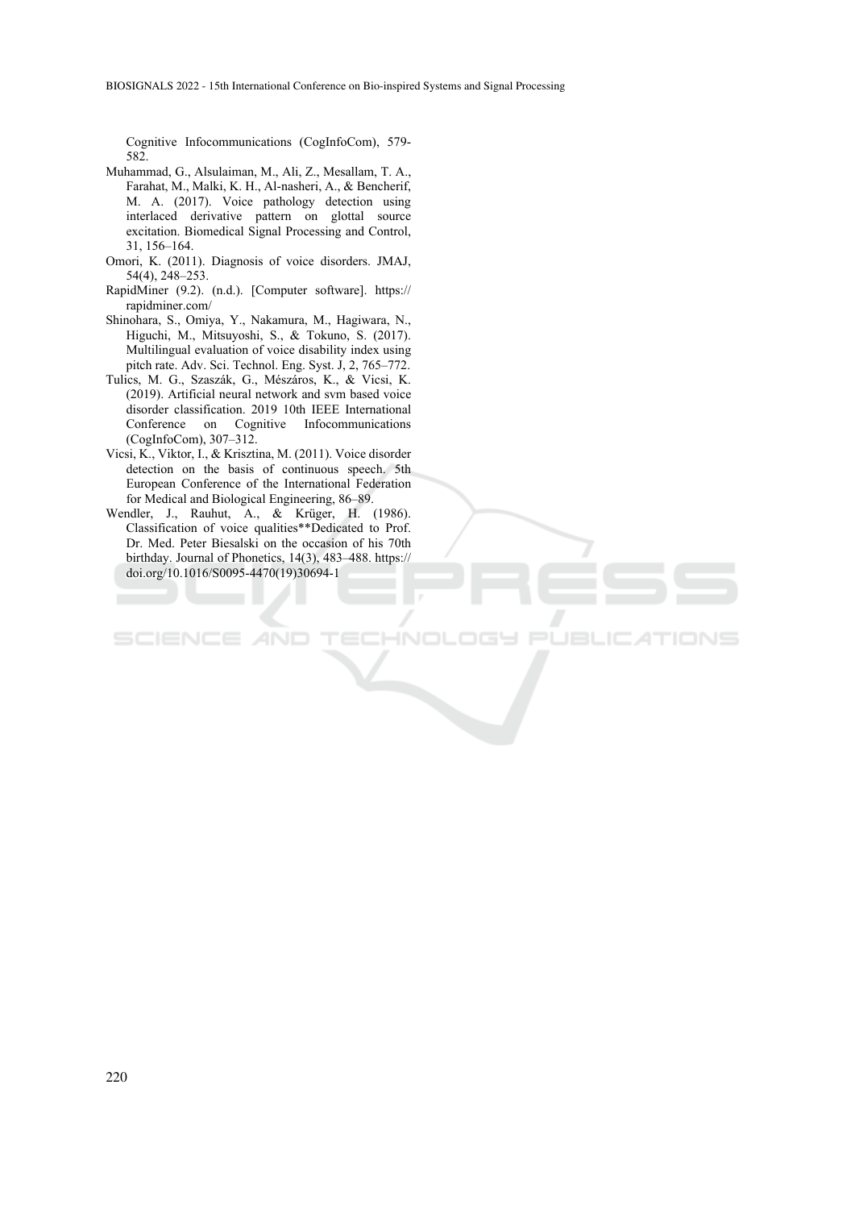Cognitive Infocommunications (CogInfoCom), 579-582.

Muhammad, G., Alsulaiman, M., Ali, Z., Mesallam, T. A., Farahat, M., Malki, K. H., Al-nasheri, A., & Bencherif, M. A. (2017). Voice pathology detection using interlaced derivative pattern on glottal source excitation. Biomedical Signal Processing and Control, 31, 156–164.

Omori, K. (2011). Diagnosis of voice disorders. JMAJ, 54(4), 248–253.

RapidMiner (9.2). (n.d.). [Computer software]. https://rapidminer.com/

Shinohara, S., Omiya, Y., Nakamura, M., Hagiwara, N., Higuchi, M., Mitsuyoshi, S., & Tokuno, S. (2017). Multilingual evaluation of voice disability index using pitch rate. Adv. Sci. Technol. Eng. Syst. J, 2, 765–772.

Tulics, M. G., Szaszák, G., Mészáros, K., & Vicsi, K. (2019). Artificial neural network and svm based voice disorder classification. 2019 10th IEEE International Conference on Cognitive Infocommunications (CogInfoCom), 307–312.

Vicsi, K., Viktor, I., & Krisztina, M. (2011). Voice disorder detection on the basis of continuous speech. 5th European Conference of the International Federation for Medical and Biological Engineering, 86–89.

Wendler, J., Rauhut, A., & Krüger, H. (1986). Classification of voice qualities**Dedicated to Prof. Dr. Med. Peter Biesalski on the occasion of his 70th birthday. Journal of Phonetics, 14(3), 483–488. https://doi.org/10.1016/S0095-4470(19)30694-1